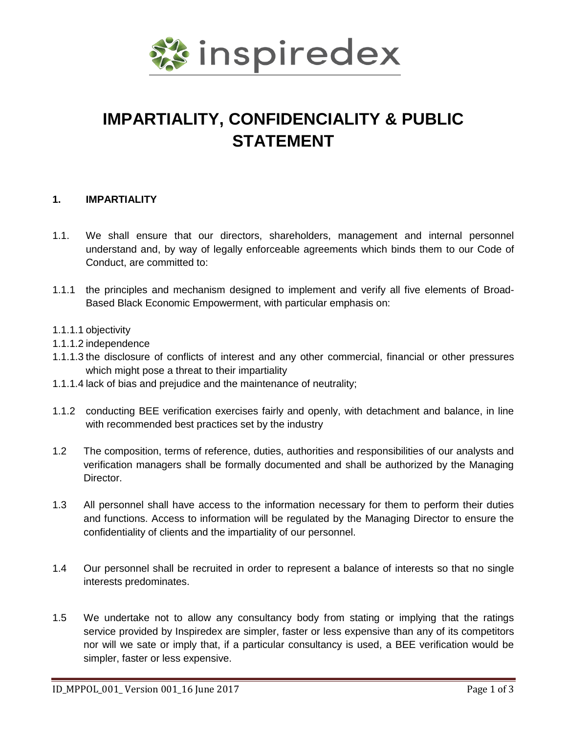inspiredex

# IMPARTIALITY, CONFIDENCIALITY & PUBLIC STATEMENT

## 1. IMPARTIALITY

1.1. We shall ensure that our directors, shareholders, management and internal personnel understand and, by way of legally enforceable agreements which binds them to our Code of Conduct, are committed to:

1.1.1 the principles and mechanism designed to implement and verify all five elements of Broad-Based Black Economic Empowerment, with particular emphasis on:

1.1.1.1 objectivity
1.1.1.2 independence
1.1.1.3 the disclosure of conflicts of interest and any other commercial, financial or other pressures which might pose a threat to their impartiality
1.1.1.4 lack of bias and prejudice and the maintenance of neutrality;

1.1.2 conducting BEE verification exercises fairly and openly, with detachment and balance, in line with recommended best practices set by the industry

1.2 The composition, terms of reference, duties, authorities and responsibilities of our analysts and verification managers shall be formally documented and shall be authorized by the Managing Director.

1.3 All personnel shall have access to the information necessary for them to perform their duties and functions. Access to information will be regulated by the Managing Director to ensure the confidentiality of clients and the impartiality of our personnel.

1.4 Our personnel shall be recruited in order to represent a balance of interests so that no single interests predominates.

1.5 We undertake not to allow any consultancy body from stating or implying that the ratings service provided by Inspiredex are simpler, faster or less expensive than any of its competitors nor will we sate or imply that, if a particular consultancy is used, a BEE verification would be simpler, faster or less expensive.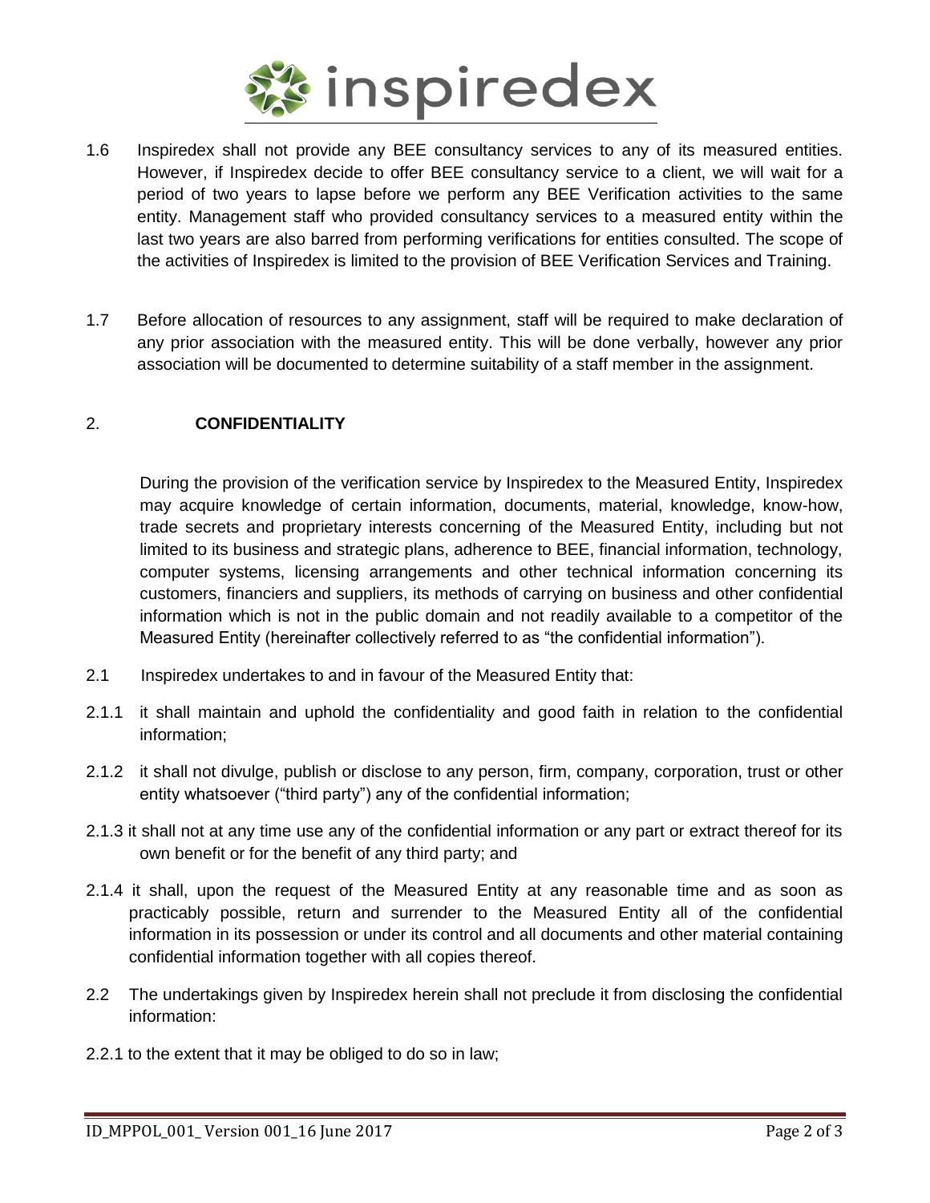1.6 Inspiredex shall not provide any BEE consultancy services to any of its measured entities. However, if Inspiredex decide to offer BEE consultancy service to a client, we will wait for a period of two years to lapse before we perform any BEE Verification activities to the same entity. Management staff who provided consultancy services to a measured entity within the last two years are also barred from performing verifications for entities consulted. The scope of the activities of Inspiredex is limited to the provision of BEE Verification Services and Training.

1.7 Before allocation of resources to any assignment, staff will be required to make declaration of any prior association with the measured entity. This will be done verbally, however any prior association will be documented to determine suitability of a staff member in the assignment.

## 2. CONFIDENTIALITY

During the provision of the verification service by Inspiredex to the Measured Entity, Inspiredex may acquire knowledge of certain information, documents, material, knowledge, know-how, trade secrets and proprietary interests concerning of the Measured Entity, including but not limited to its business and strategic plans, adherence to BEE, financial information, technology, computer systems, licensing arrangements and other technical information concerning its customers, financiers and suppliers, its methods of carrying on business and other confidential information which is not in the public domain and not readily available to a competitor of the Measured Entity (hereinafter collectively referred to as "the confidential information").

2.1 Inspiredex undertakes to and in favour of the Measured Entity that:

2.1.1 it shall maintain and uphold the confidentiality and good faith in relation to the confidential information;

2.1.2 it shall not divulge, publish or disclose to any person, firm, company, corporation, trust or other entity whatsoever ("third party") any of the confidential information;

2.1.3 it shall not at any time use any of the confidential information or any part or extract thereof for its own benefit or for the benefit of any third party; and

2.1.4 it shall, upon the request of the Measured Entity at any reasonable time and as soon as practicably possible, return and surrender to the Measured Entity all of the confidential information in its possession or under its control and all documents and other material containing confidential information together with all copies thereof.

2.2 The undertakings given by Inspiredex herein shall not preclude it from disclosing the confidential information:

2.2.1 to the extent that it may be obliged to do so in law;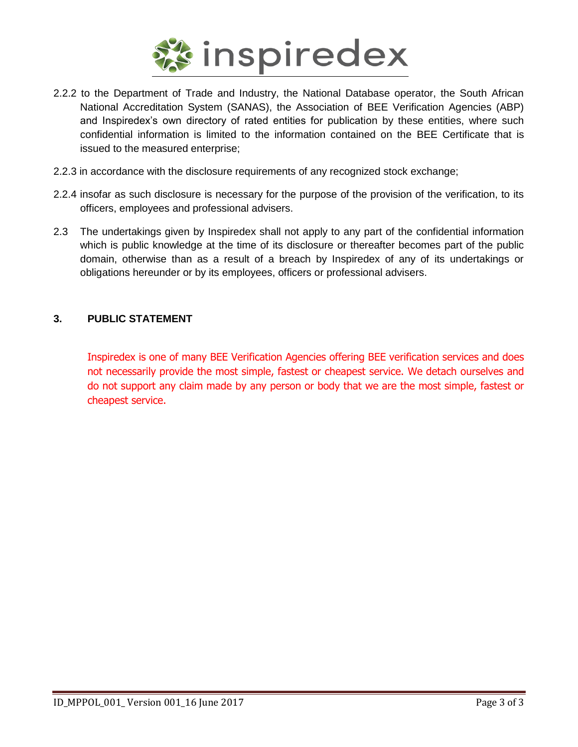2.2.2 to the Department of Trade and Industry, the National Database operator, the South African National Accreditation System (SANAS), the Association of BEE Verification Agencies (ABP) and Inspiredex's own directory of rated entities for publication by these entities, where such confidential information is limited to the information contained on the BEE Certificate that is issued to the measured enterprise;

2.2.3 in accordance with the disclosure requirements of any recognized stock exchange;

2.2.4 insofar as such disclosure is necessary for the purpose of the provision of the verification, to its officers, employees and professional advisers.

2.3 The undertakings given by Inspiredex shall not apply to any part of the confidential information which is public knowledge at the time of its disclosure or thereafter becomes part of the public domain, otherwise than as a result of a breach by Inspiredex of any of its undertakings or obligations hereunder or by its employees, officers or professional advisers.

## 3. PUBLIC STATEMENT

Inspiredex is one of many BEE Verification Agencies offering BEE verification services and does not necessarily provide the most simple, fastest or cheapest service. We detach ourselves and do not support any claim made by any person or body that we are the most simple, fastest or cheapest service.